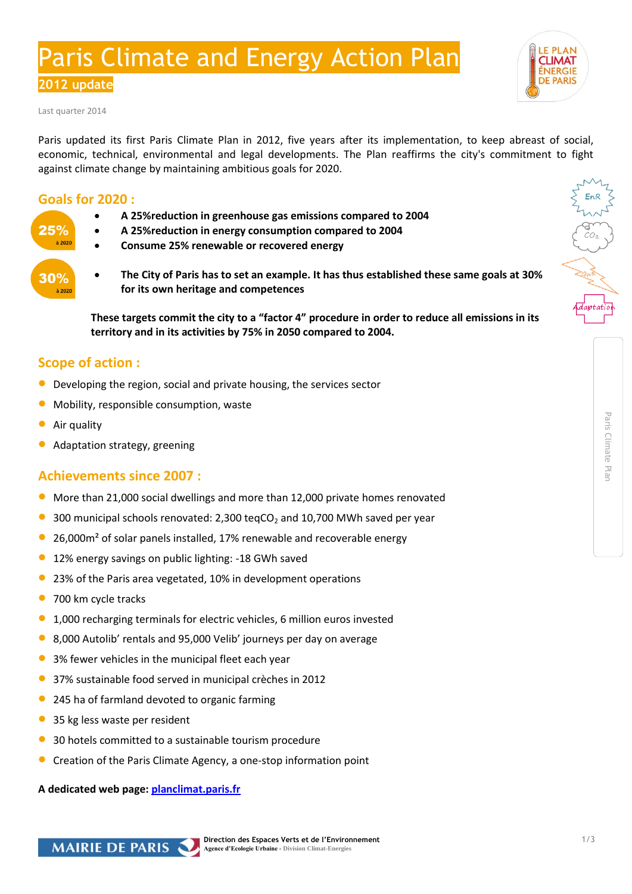# Paris Climate and Energy Action Plan

## 2012 update

Last quarter 2014

Paris updated its first Paris Climate Plan in 2012, five years after its implementation, to keep abreast of social, economic, technical, environmental and legal developments. The Plan reaffirms the city's commitment to fight against climate change by maintaining ambitious goals for 2020.

## Goals for 2020 :

25% à 2020

- **A 25%reduction in greenhouse gas emissions compared to 2004**
- **A 25%reduction in energy consumption compared to 2004**
- **Consume 25% renewable or recovered energy**

30% à 2020

- **The City of Paris has to set an example. It has thus established these same goals at 30% for its own heritage and competences**

**These targets commit the city to a "factor 4" procedure in order to reduce all emissions in its territory and in its activities by 75% in 2050 compared to 2004.**

## Scope of action :

- Developing the region, social and private housing, the services sector
- Mobility, responsible consumption, waste
- Air quality
- Adaptation strategy, greening

## Achievements since 2007 :

- More than 21,000 social dwellings and more than 12,000 private homes renovated
- 300 municipal schools renovated: 2,300 teq$CO_2$ and 10,700 MWh saved per year
- 26,000m² of solar panels installed, 17% renewable and recoverable energy
- 12% energy savings on public lighting: -18 GWh saved
- 23% of the Paris area vegetated, 10% in development operations
- 700 km cycle tracks
- 1,000 recharging terminals for electric vehicles, 6 million euros invested
- 8,000 Autolib' rentals and 95,000 Velib' journeys per day on average
- 3% fewer vehicles in the municipal fleet each year
- 37% sustainable food served in municipal crèches in 2012
- 245 ha of farmland devoted to organic farming
- 35 kg less waste per resident
- 30 hotels committed to a sustainable tourism procedure
- Creation of the Paris Climate Agency, a one-stop information point

**A dedicated web page: [planclimat.paris.fr](planclimat.paris.fr)**

MAIRIE DE PARIS — **Direction des Espaces Verts et de l'Environnement**
Agence d'Ecologie Urbaine - Division Climat-Energies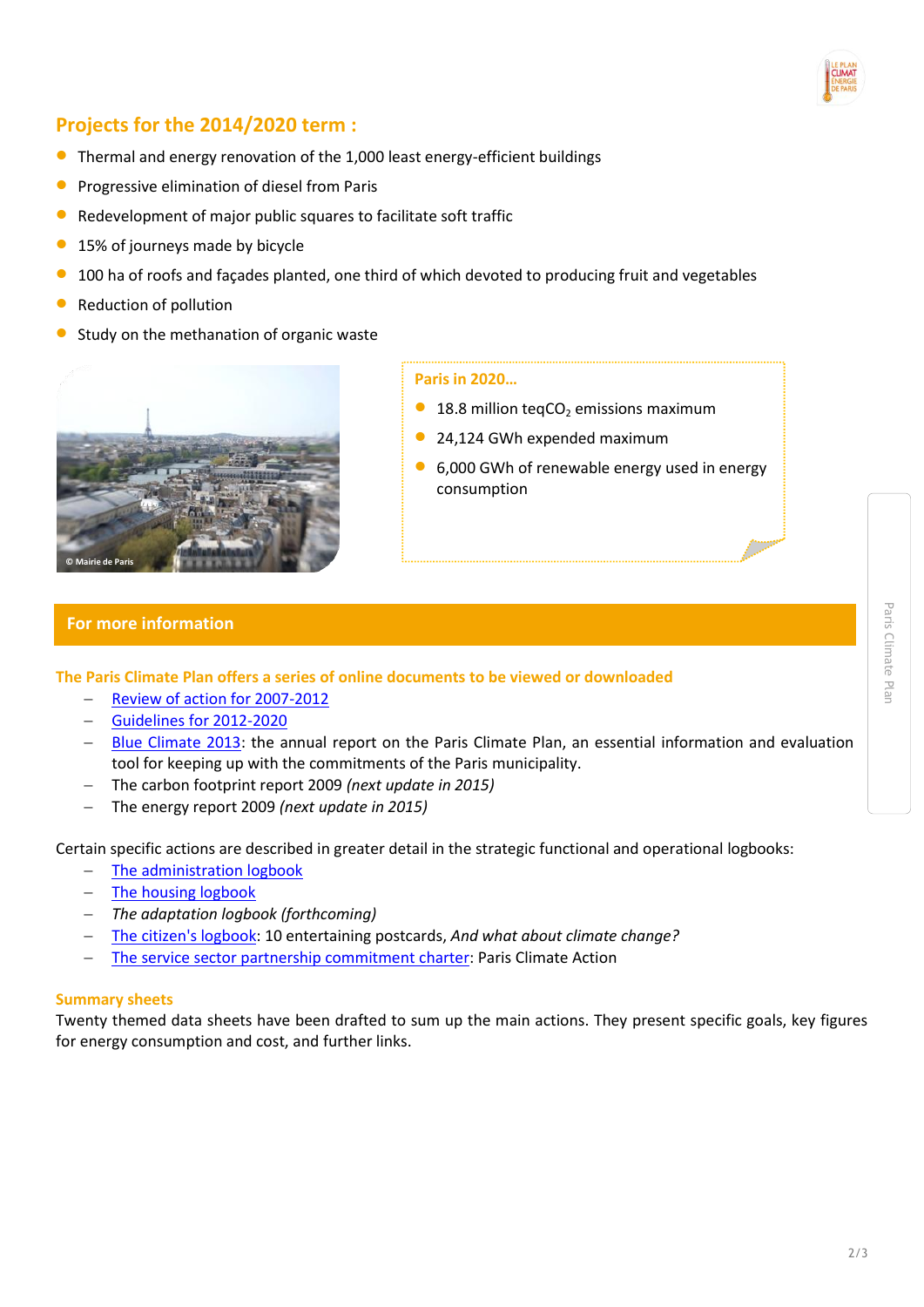## Projects for the 2014/2020 term :

- Thermal and energy renovation of the 1,000 least energy-efficient buildings
- Progressive elimination of diesel from Paris
- Redevelopment of major public squares to facilitate soft traffic
- 15% of journeys made by bicycle
- 100 ha of roofs and façades planted, one third of which devoted to producing fruit and vegetables
- Reduction of pollution
- Study on the methanation of organic waste

© Mairie de Paris

**Paris in 2020…**

- 18.8 million teq$CO_2$ emissions maximum
- 24,124 GWh expended maximum
- 6,000 GWh of renewable energy used in energy consumption

## For more information

**The Paris Climate Plan offers a series of online documents to be viewed or downloaded**

- Review of action for 2007-2012
- Guidelines for 2012-2020
- Blue Climate 2013: the annual report on the Paris Climate Plan, an essential information and evaluation tool for keeping up with the commitments of the Paris municipality.
- The carbon footprint report 2009 *(next update in 2015)*
- The energy report 2009 *(next update in 2015)*

Certain specific actions are described in greater detail in the strategic functional and operational logbooks:

- The administration logbook
- The housing logbook
- *The adaptation logbook (forthcoming)*
- The citizen's logbook: 10 entertaining postcards, *And what about climate change?*
- The service sector partnership commitment charter: Paris Climate Action

**Summary sheets**

Twenty themed data sheets have been drafted to sum up the main actions. They present specific goals, key figures for energy consumption and cost, and further links.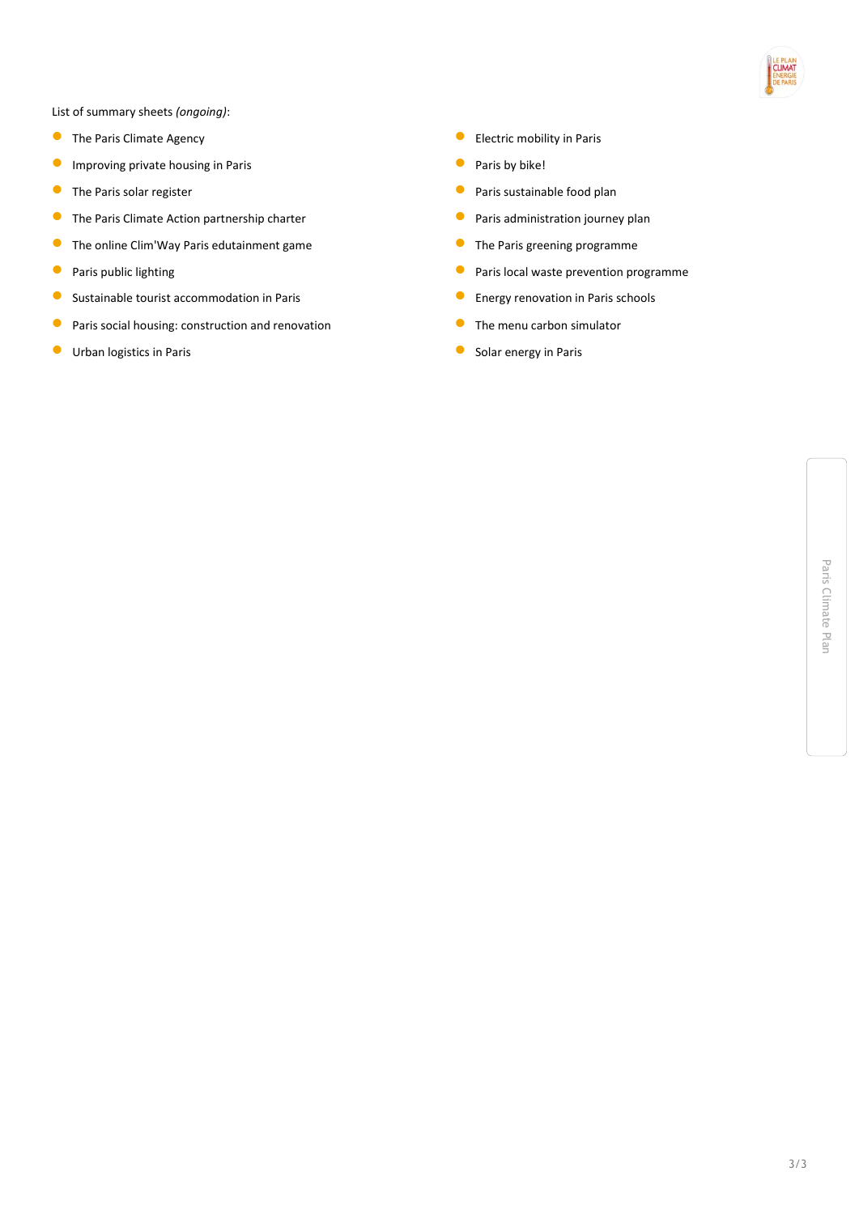List of summary sheets *(ongoing)*:

- The Paris Climate Agency
- Improving private housing in Paris
- The Paris solar register
- The Paris Climate Action partnership charter
- The online Clim'Way Paris edutainment game
- Paris public lighting
- Sustainable tourist accommodation in Paris
- Paris social housing: construction and renovation
- Urban logistics in Paris
- Electric mobility in Paris
- Paris by bike!
- Paris sustainable food plan
- Paris administration journey plan
- The Paris greening programme
- Paris local waste prevention programme
- Energy renovation in Paris schools
- The menu carbon simulator
- Solar energy in Paris